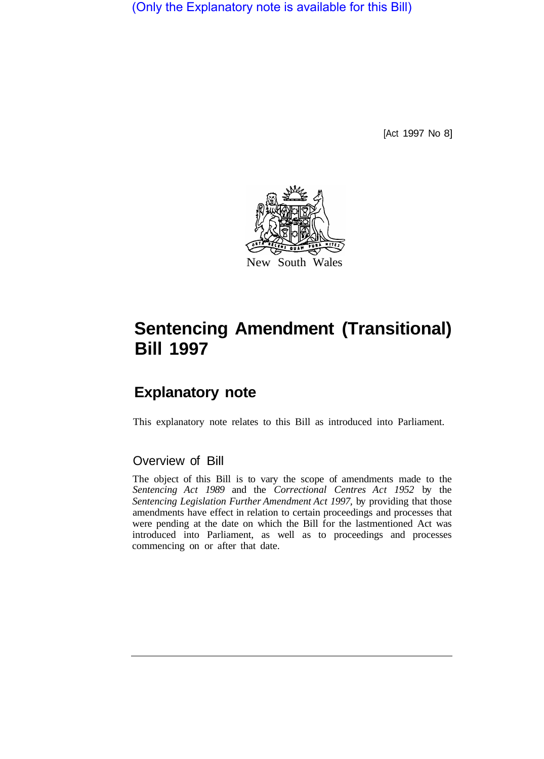(Only the Explanatory note is available for this Bill)

[Act 1997 No 8]

New South Wales

# Sentencing Amendment (Transitional) Bill 1997

## Explanatory note

This explanatory note relates to this Bill as introduced into Parliament.

### Overview of Bill

The object of this Bill is to vary the scope of amendments made to the *Sentencing Act 1989* and the *Correctional Centres Act 1952* by the *Sentencing Legislation Further Amendment Act 1997*, by providing that those amendments have effect in relation to certain proceedings and processes that were pending at the date on which the Bill for the lastmentioned Act was introduced into Parliament, as well as to proceedings and processes commencing on or after that date.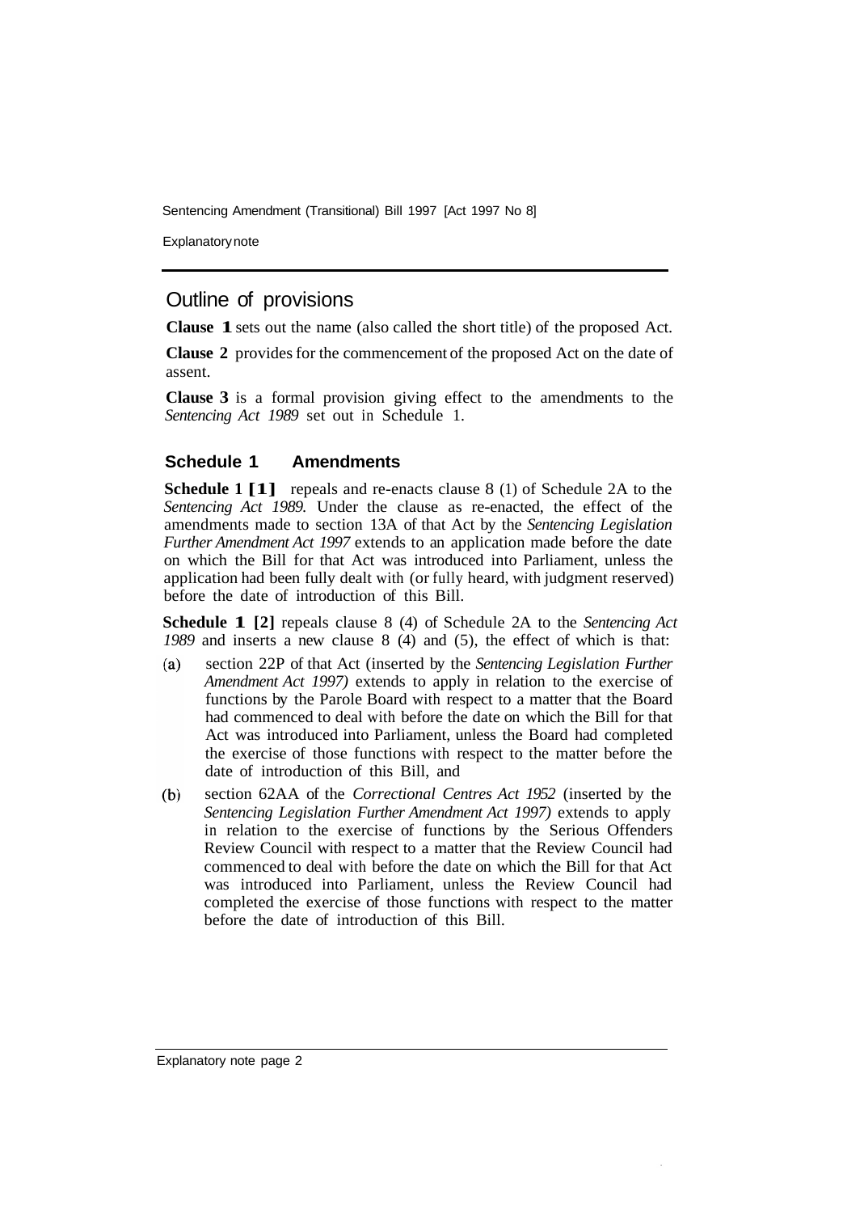## Outline of provisions

**Clause 1** sets out the name (also called the short title) of the proposed Act.

**Clause 2** provides for the commencement of the proposed Act on the date of assent.

**Clause 3** is a formal provision giving effect to the amendments to the *Sentencing Act 1989* set out in Schedule 1.

### Schedule 1 Amendments

**Schedule 1 [1]** repeals and re-enacts clause 8 (1) of Schedule 2A to the *Sentencing Act 1989.* Under the clause as re-enacted, the effect of the amendments made to section 13A of that Act by the *Sentencing Legislation Further Amendment Act 1997* extends to an application made before the date on which the Bill for that Act was introduced into Parliament, unless the application had been fully dealt with (or fully heard, with judgment reserved) before the date of introduction of this Bill.

**Schedule 1 [2]** repeals clause 8 (4) of Schedule 2A to the *Sentencing Act 1989* and inserts a new clause 8 (4) and (5), the effect of which is that:

(a) section 22P of that Act (inserted by the *Sentencing Legislation Further Amendment Act 1997)* extends to apply in relation to the exercise of functions by the Parole Board with respect to a matter that the Board had commenced to deal with before the date on which the Bill for that Act was introduced into Parliament, unless the Board had completed the exercise of those functions with respect to the matter before the date of introduction of this Bill, and

(b) section 62AA of the *Correctional Centres Act 1952* (inserted by the *Sentencing Legislation Further Amendment Act 1997)* extends to apply in relation to the exercise of functions by the Serious Offenders Review Council with respect to a matter that the Review Council had commenced to deal with before the date on which the Bill for that Act was introduced into Parliament, unless the Review Council had completed the exercise of those functions with respect to the matter before the date of introduction of this Bill.